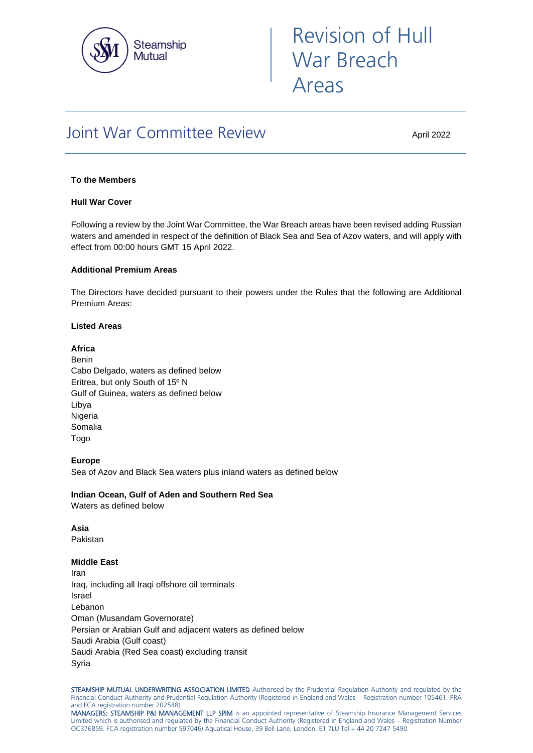Steamship Mutual

# Revision of Hull War Breach Areas

## Joint War Committee Review

April 2022

**To the Members**

**Hull War Cover**

Following a review by the Joint War Committee, the War Breach areas have been revised adding Russian waters and amended in respect of the definition of Black Sea and Sea of Azov waters, and will apply with effect from 00:00 hours GMT 15 April 2022.

**Additional Premium Areas**

The Directors have decided pursuant to their powers under the Rules that the following are Additional Premium Areas:

**Listed Areas**

**Africa**
Benin
Cabo Delgado, waters as defined below
Eritrea, but only South of 15º N
Gulf of Guinea, waters as defined below
Libya
Nigeria
Somalia
Togo

**Europe**
Sea of Azov and Black Sea waters plus inland waters as defined below

**Indian Ocean, Gulf of Aden and Southern Red Sea**
Waters as defined below

**Asia**
Pakistan

**Middle East**
Iran
Iraq, including all Iraqi offshore oil terminals
Israel
Lebanon
Oman (Musandam Governorate)
Persian or Arabian Gulf and adjacent waters as defined below
Saudi Arabia (Gulf coast)
Saudi Arabia (Red Sea coast) excluding transit
Syria

STEAMSHIP MUTUAL UNDERWRITING ASSOCIATION LIMITED Authorised by the Prudential Regulation Authority and regulated by the Financial Conduct Authority and Prudential Regulation Authority (Registered in England and Wales – Registration number 105461. PRA and FCA registration number 202548)
MANAGERS: STEAMSHIP P&I MANAGEMENT LLP SPIM is an appointed representative of Steamship Insurance Management Services Limited which is authorised and regulated by the Financial Conduct Authority (Registered in England and Wales – Registration Number OC376859. FCA registration number 597046) Aquatical House, 39 Bell Lane, London, E1 7LU Tel + 44 20 7247 5490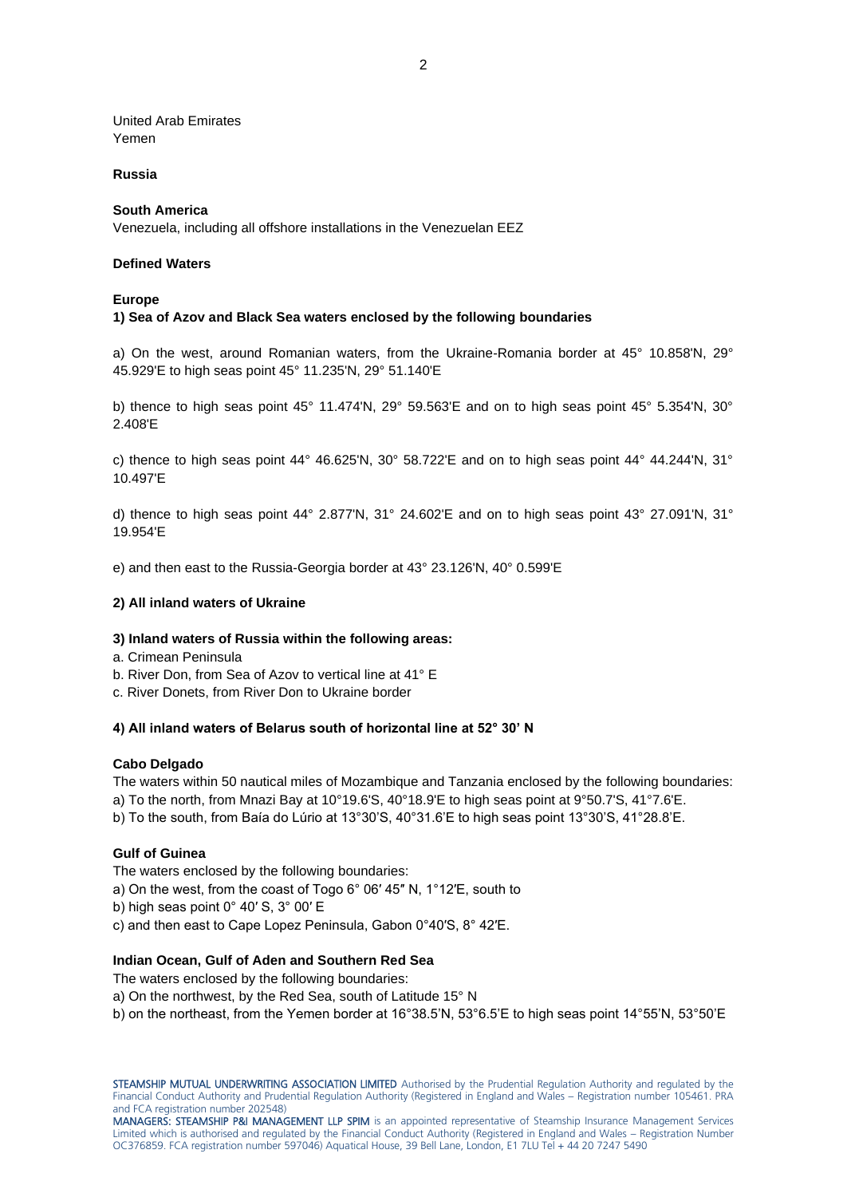United Arab Emirates
Yemen

**Russia**

**South America**
Venezuela, including all offshore installations in the Venezuelan EEZ

**Defined Waters**

**Europe**
**1) Sea of Azov and Black Sea waters enclosed by the following boundaries**

a) On the west, around Romanian waters, from the Ukraine-Romania border at 45° 10.858'N, 29° 45.929'E to high seas point 45° 11.235'N, 29° 51.140'E

b) thence to high seas point 45° 11.474'N, 29° 59.563'E and on to high seas point 45° 5.354'N, 30° 2.408'E

c) thence to high seas point 44° 46.625'N, 30° 58.722'E and on to high seas point 44° 44.244'N, 31° 10.497'E

d) thence to high seas point 44° 2.877'N, 31° 24.602'E and on to high seas point 43° 27.091'N, 31° 19.954'E

e) and then east to the Russia-Georgia border at 43° 23.126'N, 40° 0.599'E

**2) All inland waters of Ukraine**

**3) Inland waters of Russia within the following areas:**
a. Crimean Peninsula
b. River Don, from Sea of Azov to vertical line at 41° E
c. River Donets, from River Don to Ukraine border

**4) All inland waters of Belarus south of horizontal line at 52° 30' N**

**Cabo Delgado**
The waters within 50 nautical miles of Mozambique and Tanzania enclosed by the following boundaries:
a) To the north, from Mnazi Bay at 10°19.6'S, 40°18.9'E to high seas point at 9°50.7'S, 41°7.6'E.
b) To the south, from Baía do Lúrio at 13°30'S, 40°31.6'E to high seas point 13°30'S, 41°28.8'E.

**Gulf of Guinea**
The waters enclosed by the following boundaries:
a) On the west, from the coast of Togo 6° 06′ 45″ N, 1°12′E, south to
b) high seas point 0° 40′ S, 3° 00′ E
c) and then east to Cape Lopez Peninsula, Gabon 0°40′S, 8° 42′E.

**Indian Ocean, Gulf of Aden and Southern Red Sea**
The waters enclosed by the following boundaries:
a) On the northwest, by the Red Sea, south of Latitude 15° N
b) on the northeast, from the Yemen border at 16°38.5'N, 53°6.5'E to high seas point 14°55'N, 53°50'E

STEAMSHIP MUTUAL UNDERWRITING ASSOCIATION LIMITED Authorised by the Prudential Regulation Authority and regulated by the Financial Conduct Authority and Prudential Regulation Authority (Registered in England and Wales – Registration number 105461. PRA and FCA registration number 202548)
MANAGERS: STEAMSHIP P&I MANAGEMENT LLP SPIM is an appointed representative of Steamship Insurance Management Services Limited which is authorised and regulated by the Financial Conduct Authority (Registered in England and Wales – Registration Number OC376859. FCA registration number 597046) Aquatical House, 39 Bell Lane, London, E1 7LU Tel + 44 20 7247 5490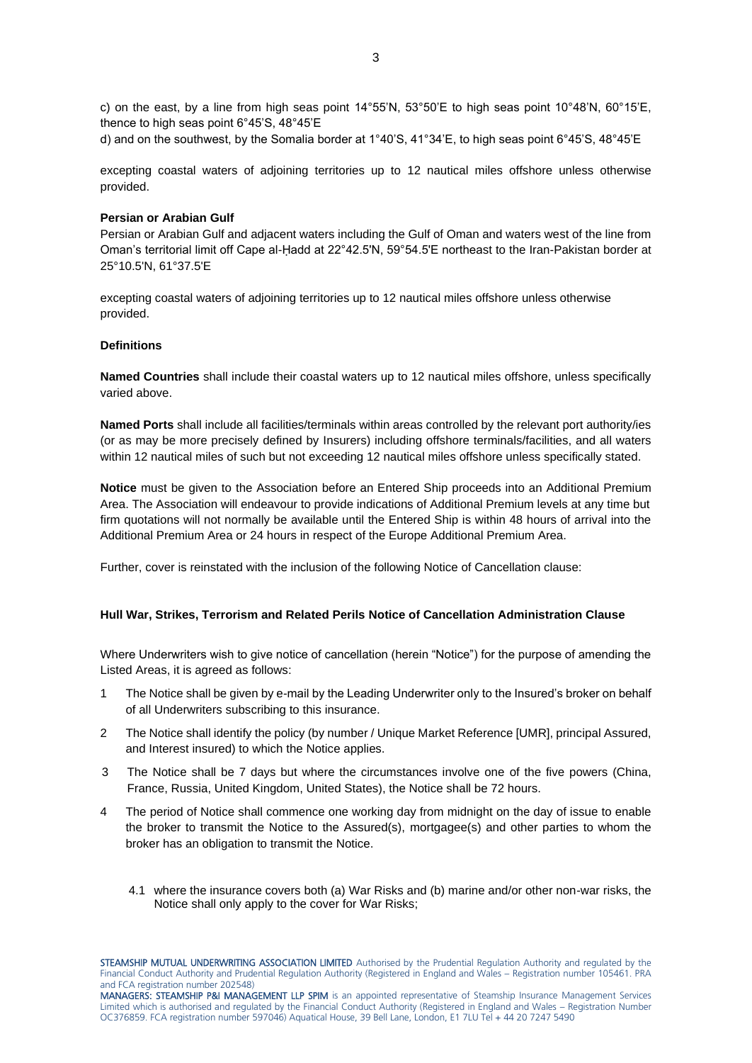c) on the east, by a line from high seas point 14°55'N, 53°50'E to high seas point 10°48'N, 60°15'E, thence to high seas point 6°45'S, 48°45'E

d) and on the southwest, by the Somalia border at 1°40'S, 41°34'E, to high seas point 6°45'S, 48°45'E

excepting coastal waters of adjoining territories up to 12 nautical miles offshore unless otherwise provided.

**Persian or Arabian Gulf**

Persian or Arabian Gulf and adjacent waters including the Gulf of Oman and waters west of the line from Oman's territorial limit off Cape al-Ḥadd at 22°42.5'N, 59°54.5'E northeast to the Iran-Pakistan border at 25°10.5'N, 61°37.5'E

excepting coastal waters of adjoining territories up to 12 nautical miles offshore unless otherwise provided.

**Definitions**

**Named Countries** shall include their coastal waters up to 12 nautical miles offshore, unless specifically varied above.

**Named Ports** shall include all facilities/terminals within areas controlled by the relevant port authority/ies (or as may be more precisely defined by Insurers) including offshore terminals/facilities, and all waters within 12 nautical miles of such but not exceeding 12 nautical miles offshore unless specifically stated.

**Notice** must be given to the Association before an Entered Ship proceeds into an Additional Premium Area. The Association will endeavour to provide indications of Additional Premium levels at any time but firm quotations will not normally be available until the Entered Ship is within 48 hours of arrival into the Additional Premium Area or 24 hours in respect of the Europe Additional Premium Area.

Further, cover is reinstated with the inclusion of the following Notice of Cancellation clause:

**Hull War, Strikes, Terrorism and Related Perils Notice of Cancellation Administration Clause**

Where Underwriters wish to give notice of cancellation (herein "Notice") for the purpose of amending the Listed Areas, it is agreed as follows:

1. The Notice shall be given by e-mail by the Leading Underwriter only to the Insured's broker on behalf of all Underwriters subscribing to this insurance.
2. The Notice shall identify the policy (by number / Unique Market Reference [UMR], principal Assured, and Interest insured) to which the Notice applies.
3. The Notice shall be 7 days but where the circumstances involve one of the five powers (China, France, Russia, United Kingdom, United States), the Notice shall be 72 hours.
4. The period of Notice shall commence one working day from midnight on the day of issue to enable the broker to transmit the Notice to the Assured(s), mortgagee(s) and other parties to whom the broker has an obligation to transmit the Notice.

   4.1 where the insurance covers both (a) War Risks and (b) marine and/or other non-war risks, the Notice shall only apply to the cover for War Risks;

**STEAMSHIP MUTUAL UNDERWRITING ASSOCIATION LIMITED** Authorised by the Prudential Regulation Authority and regulated by the Financial Conduct Authority and Prudential Regulation Authority (Registered in England and Wales – Registration number 105461. PRA and FCA registration number 202548)
**MANAGERS: STEAMSHIP P&I MANAGEMENT LLP SPIM** is an appointed representative of Steamship Insurance Management Services Limited which is authorised and regulated by the Financial Conduct Authority (Registered in England and Wales – Registration Number OC376859. FCA registration number 597046) Aquatical House, 39 Bell Lane, London, E1 7LU Tel + 44 20 7247 5490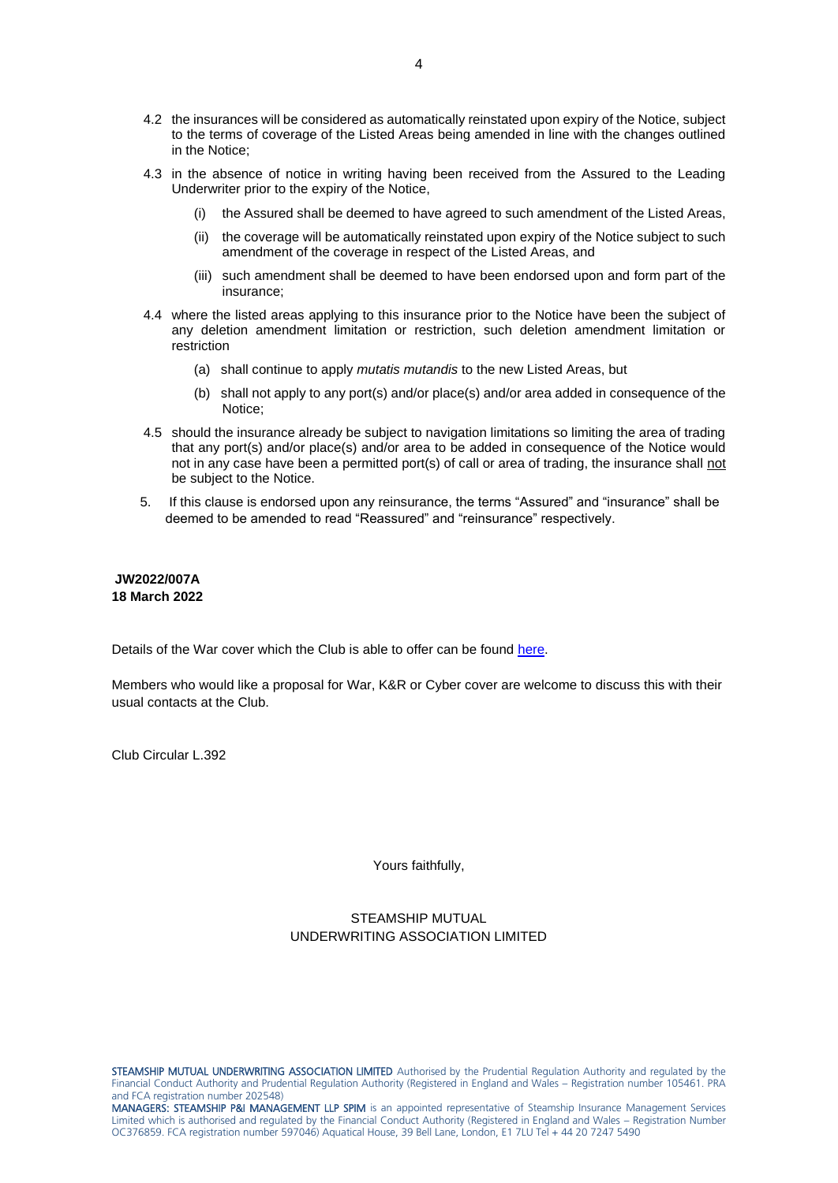4.2 the insurances will be considered as automatically reinstated upon expiry of the Notice, subject to the terms of coverage of the Listed Areas being amended in line with the changes outlined in the Notice;

4.3 in the absence of notice in writing having been received from the Assured to the Leading Underwriter prior to the expiry of the Notice,

   (i) the Assured shall be deemed to have agreed to such amendment of the Listed Areas,

   (ii) the coverage will be automatically reinstated upon expiry of the Notice subject to such amendment of the coverage in respect of the Listed Areas, and

   (iii) such amendment shall be deemed to have been endorsed upon and form part of the insurance;

4.4 where the listed areas applying to this insurance prior to the Notice have been the subject of any deletion amendment limitation or restriction, such deletion amendment limitation or restriction

   (a) shall continue to apply *mutatis mutandis* to the new Listed Areas, but

   (b) shall not apply to any port(s) and/or place(s) and/or area added in consequence of the Notice;

4.5 should the insurance already be subject to navigation limitations so limiting the area of trading that any port(s) and/or place(s) and/or area to be added in consequence of the Notice would not in any case have been a permitted port(s) of call or area of trading, the insurance shall <u>not</u> be subject to the Notice.

5. If this clause is endorsed upon any reinsurance, the terms "Assured" and "insurance" shall be deemed to be amended to read "Reassured" and "reinsurance" respectively.

**JW2022/007A**
**18 March 2022**

Details of the War cover which the Club is able to offer can be found [here](here).

Members who would like a proposal for War, K&R or Cyber cover are welcome to discuss this with their usual contacts at the Club.

Club Circular L.392

Yours faithfully,

STEAMSHIP MUTUAL
UNDERWRITING ASSOCIATION LIMITED

**STEAMSHIP MUTUAL UNDERWRITING ASSOCIATION LIMITED** Authorised by the Prudential Regulation Authority and regulated by the Financial Conduct Authority and Prudential Regulation Authority (Registered in England and Wales – Registration number 105461. PRA and FCA registration number 202548)
**MANAGERS: STEAMSHIP P&I MANAGEMENT LLP SPIM** is an appointed representative of Steamship Insurance Management Services Limited which is authorised and regulated by the Financial Conduct Authority (Registered in England and Wales – Registration Number OC376859. FCA registration number 597046) Aquatical House, 39 Bell Lane, London, E1 7LU Tel + 44 20 7247 5490